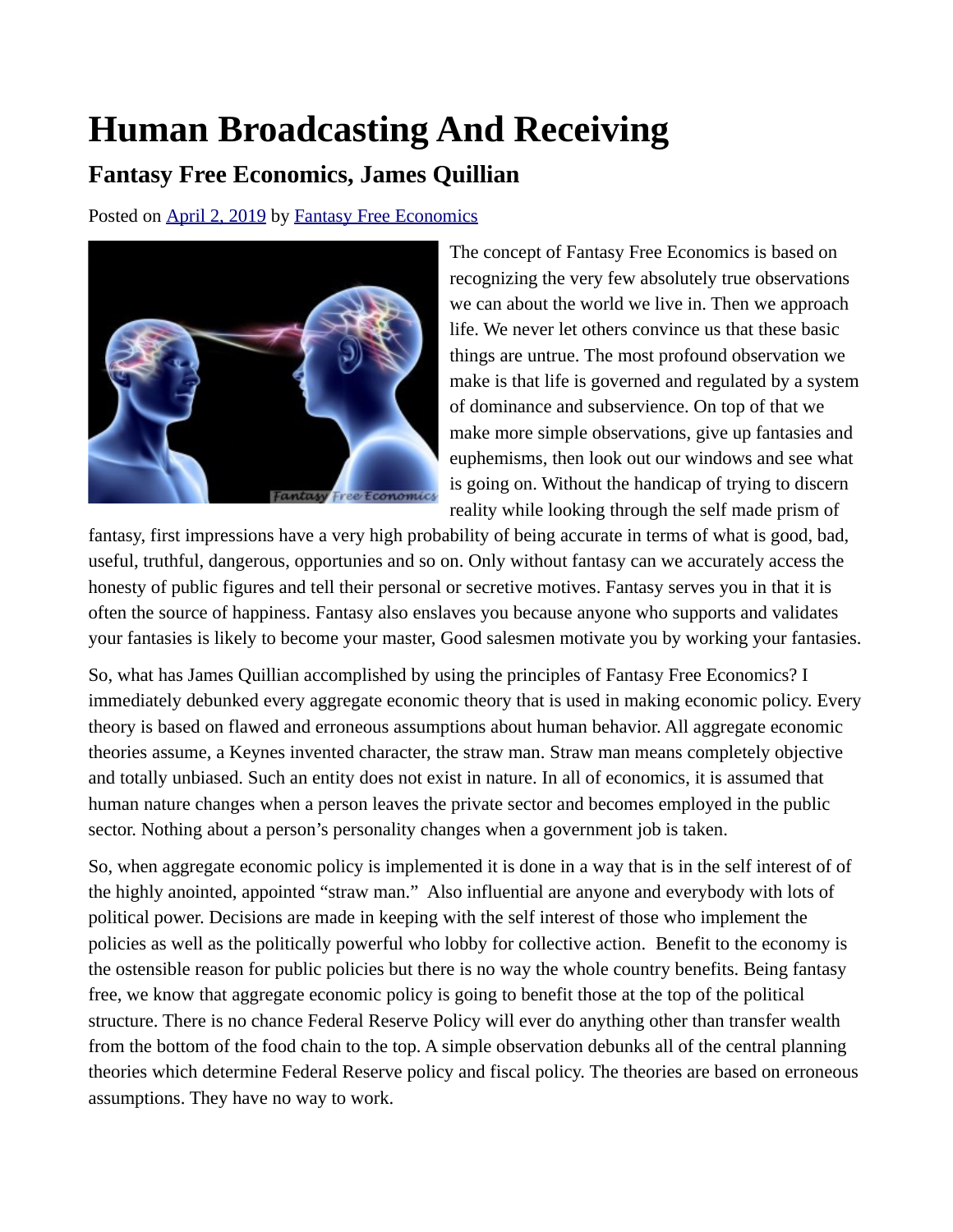# Human Broadcasting And Receiving

## Fantasy Free Economics, James Quillian

Posted on April 2, 2019 by Fantasy Free Economics

The concept of Fantasy Free Economics is based on recognizing the very few absolutely true observations we can about the world we live in. Then we approach life. We never let others convince us that these basic things are untrue. The most profound observation we make is that life is governed and regulated by a system of dominance and subservience. On top of that we make more simple observations, give up fantasies and euphemisms, then look out our windows and see what is going on. Without the handicap of trying to discern reality while looking through the self made prism of fantasy, first impressions have a very high probability of being accurate in terms of what is good, bad, useful, truthful, dangerous, opportunies and so on. Only without fantasy can we accurately access the honesty of public figures and tell their personal or secretive motives. Fantasy serves you in that it is often the source of happiness. Fantasy also enslaves you because anyone who supports and validates your fantasies is likely to become your master, Good salesmen motivate you by working your fantasies.

So, what has James Quillian accomplished by using the principles of Fantasy Free Economics? I immediately debunked every aggregate economic theory that is used in making economic policy. Every theory is based on flawed and erroneous assumptions about human behavior. All aggregate economic theories assume, a Keynes invented character, the straw man. Straw man means completely objective and totally unbiased. Such an entity does not exist in nature. In all of economics, it is assumed that human nature changes when a person leaves the private sector and becomes employed in the public sector. Nothing about a person's personality changes when a government job is taken.

So, when aggregate economic policy is implemented it is done in a way that is in the self interest of of the highly anointed, appointed "straw man." Also influential are anyone and everybody with lots of political power. Decisions are made in keeping with the self interest of those who implement the policies as well as the politically powerful who lobby for collective action. Benefit to the economy is the ostensible reason for public policies but there is no way the whole country benefits. Being fantasy free, we know that aggregate economic policy is going to benefit those at the top of the political structure. There is no chance Federal Reserve Policy will ever do anything other than transfer wealth from the bottom of the food chain to the top. A simple observation debunks all of the central planning theories which determine Federal Reserve policy and fiscal policy. The theories are based on erroneous assumptions. They have no way to work.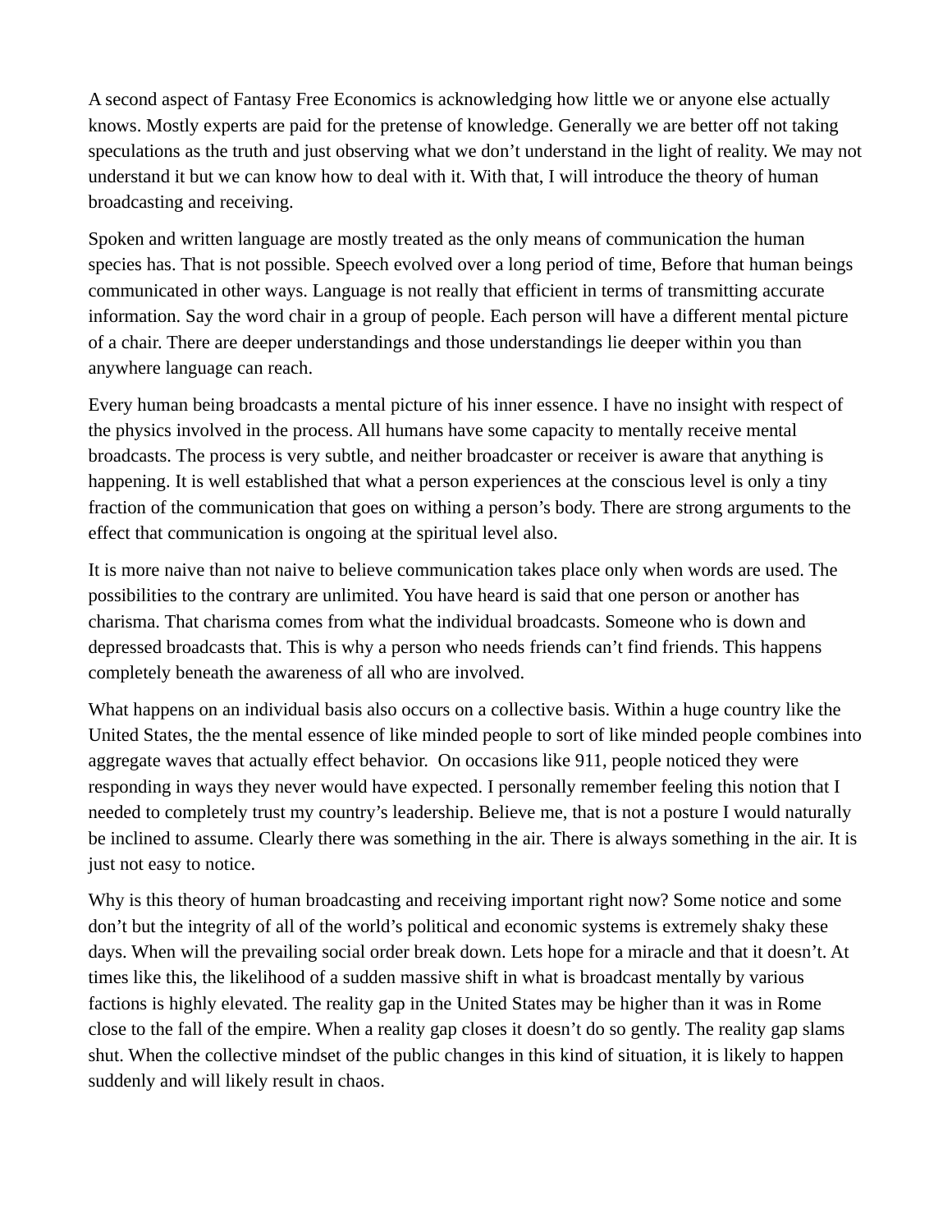A second aspect of Fantasy Free Economics is acknowledging how little we or anyone else actually knows. Mostly experts are paid for the pretense of knowledge. Generally we are better off not taking speculations as the truth and just observing what we don't understand in the light of reality. We may not understand it but we can know how to deal with it. With that, I will introduce the theory of human broadcasting and receiving.

Spoken and written language are mostly treated as the only means of communication the human species has. That is not possible. Speech evolved over a long period of time, Before that human beings communicated in other ways. Language is not really that efficient in terms of transmitting accurate information. Say the word chair in a group of people. Each person will have a different mental picture of a chair. There are deeper understandings and those understandings lie deeper within you than anywhere language can reach.

Every human being broadcasts a mental picture of his inner essence. I have no insight with respect of the physics involved in the process. All humans have some capacity to mentally receive mental broadcasts. The process is very subtle, and neither broadcaster or receiver is aware that anything is happening. It is well established that what a person experiences at the conscious level is only a tiny fraction of the communication that goes on withing a person's body. There are strong arguments to the effect that communication is ongoing at the spiritual level also.

It is more naive than not naive to believe communication takes place only when words are used. The possibilities to the contrary are unlimited. You have heard is said that one person or another has charisma. That charisma comes from what the individual broadcasts. Someone who is down and depressed broadcasts that. This is why a person who needs friends can't find friends. This happens completely beneath the awareness of all who are involved.

What happens on an individual basis also occurs on a collective basis. Within a huge country like the United States, the the mental essence of like minded people to sort of like minded people combines into aggregate waves that actually effect behavior. On occasions like 911, people noticed they were responding in ways they never would have expected. I personally remember feeling this notion that I needed to completely trust my country's leadership. Believe me, that is not a posture I would naturally be inclined to assume. Clearly there was something in the air. There is always something in the air. It is just not easy to notice.

Why is this theory of human broadcasting and receiving important right now? Some notice and some don't but the integrity of all of the world's political and economic systems is extremely shaky these days. When will the prevailing social order break down. Lets hope for a miracle and that it doesn't. At times like this, the likelihood of a sudden massive shift in what is broadcast mentally by various factions is highly elevated. The reality gap in the United States may be higher than it was in Rome close to the fall of the empire. When a reality gap closes it doesn't do so gently. The reality gap slams shut. When the collective mindset of the public changes in this kind of situation, it is likely to happen suddenly and will likely result in chaos.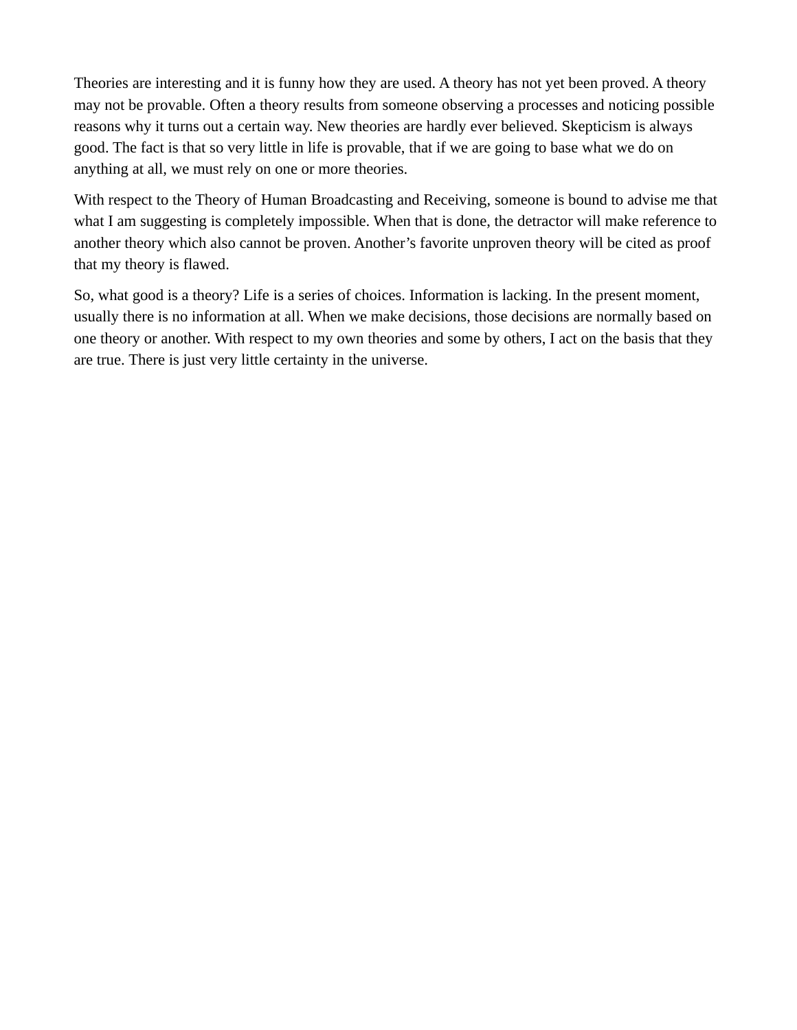Theories are interesting and it is funny how they are used. A theory has not yet been proved. A theory may not be provable. Often a theory results from someone observing a processes and noticing possible reasons why it turns out a certain way. New theories are hardly ever believed. Skepticism is always good. The fact is that so very little in life is provable, that if we are going to base what we do on anything at all, we must rely on one or more theories.

With respect to the Theory of Human Broadcasting and Receiving, someone is bound to advise me that what I am suggesting is completely impossible. When that is done, the detractor will make reference to another theory which also cannot be proven. Another's favorite unproven theory will be cited as proof that my theory is flawed.

So, what good is a theory? Life is a series of choices. Information is lacking. In the present moment, usually there is no information at all. When we make decisions, those decisions are normally based on one theory or another. With respect to my own theories and some by others, I act on the basis that they are true. There is just very little certainty in the universe.